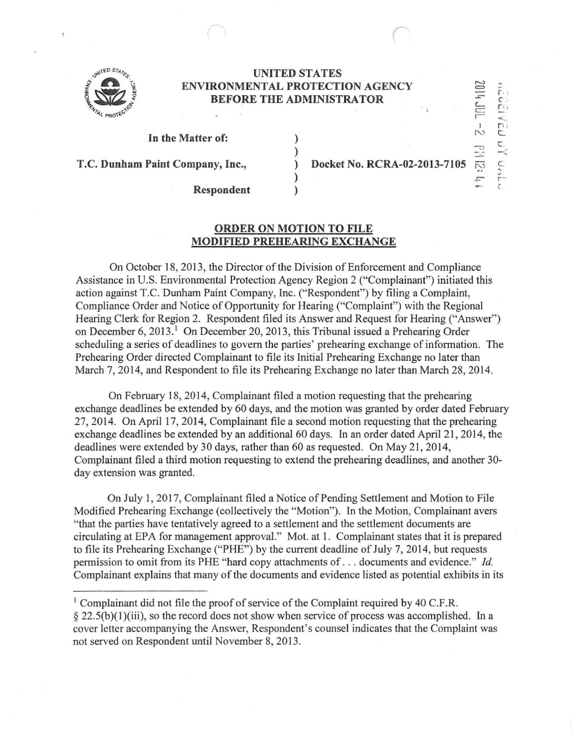# UNITED STATES ENVIRONMENTAL PROTECTION AGENCY BEFORE THE ADMINISTRATOR

**In the Matter of:**

**T.C. Dunham Paint Company, Inc.,** ) **Docket No. RCRA-02-2013-7105**

**Respondent**

## ORDER ON MOTION TO FILE MODIFIED PREHEARING EXCHANGE

On October 18, 2013, the Director of the Division of Enforcement and Compliance Assistance in U.S. Environmental Protection Agency Region 2 ("Complainant") initiated this action against T.C. Dunham Paint Company, Inc. ("Respondent") by filing a Complaint, Compliance Order and Notice of Opportunity for Hearing ("Complaint") with the Regional Hearing Clerk for Region 2. Respondent filed its Answer and Request for Hearing ("Answer") on December 6, 2013.[1] On December 20, 2013, this Tribunal issued a Prehearing Order scheduling a series of deadlines to govern the parties' prehearing exchange of information. The Prehearing Order directed Complainant to file its Initial Prehearing Exchange no later than March 7, 2014, and Respondent to file its Prehearing Exchange no later than March 28, 2014.

On February 18, 2014, Complainant filed a motion requesting that the prehearing exchange deadlines be extended by 60 days, and the motion was granted by order dated February 27, 2014. On April 17, 2014, Complainant file a second motion requesting that the prehearing exchange deadlines be extended by an additional 60 days. In an order dated April 21, 2014, the deadlines were extended by 30 days, rather than 60 as requested. On May 21, 2014, Complainant filed a third motion requesting to extend the prehearing deadlines, and another 30-day extension was granted.

On July 1, 2017, Complainant filed a Notice of Pending Settlement and Motion to File Modified Prehearing Exchange (collectively the "Motion"). In the Motion, Complainant avers "that the parties have tentatively agreed to a settlement and the settlement documents are circulating at EPA for management approval." Mot. at 1. Complainant states that it is prepared to file its Prehearing Exchange ("PHE") by the current deadline of July 7, 2014, but requests permission to omit from its PHE "hard copy attachments of . . . documents and evidence." *Id.* Complainant explains that many of the documents and evidence listed as potential exhibits in its

---

[1] Complainant did not file the proof of service of the Complaint required by 40 C.F.R. § 22.5(b)(1)(iii), so the record does not show when service of process was accomplished. In a cover letter accompanying the Answer, Respondent's counsel indicates that the Complaint was not served on Respondent until November 8, 2013.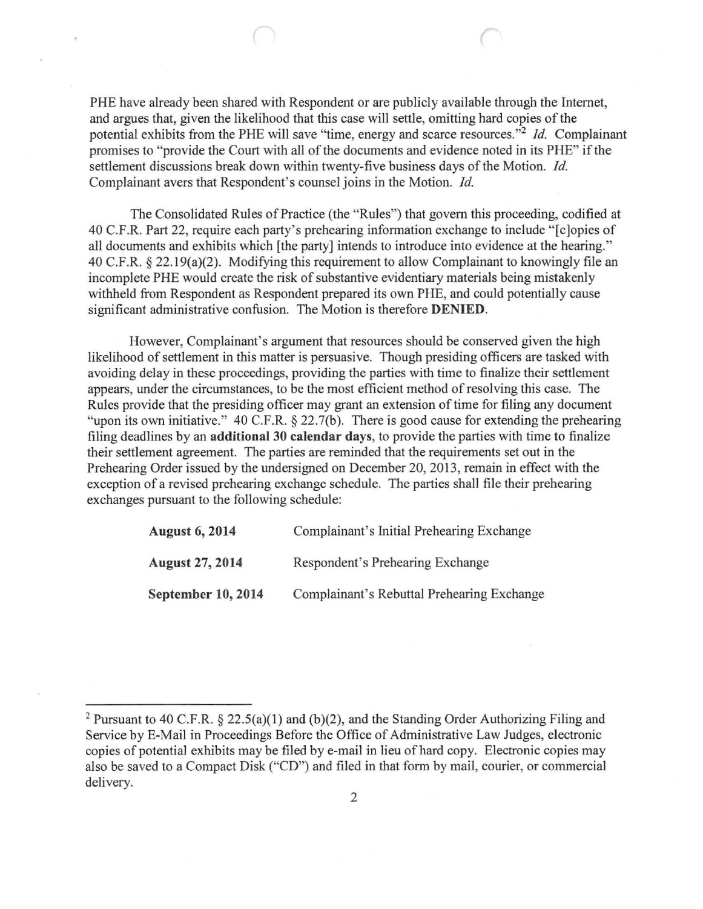PHE have already been shared with Respondent or are publicly available through the Internet, and argues that, given the likelihood that this case will settle, omitting hard copies of the potential exhibits from the PHE will save "time, energy and scarce resources."[2] *Id.* Complainant promises to "provide the Court with all of the documents and evidence noted in its PHE" if the settlement discussions break down within twenty-five business days of the Motion. *Id.* Complainant avers that Respondent's counsel joins in the Motion. *Id.*

The Consolidated Rules of Practice (the "Rules") that govern this proceeding, codified at 40 C.F.R. Part 22, require each party's prehearing information exchange to include "[c]opies of all documents and exhibits which [the party] intends to introduce into evidence at the hearing." 40 C.F.R. § 22.19(a)(2). Modifying this requirement to allow Complainant to knowingly file an incomplete PHE would create the risk of substantive evidentiary materials being mistakenly withheld from Respondent as Respondent prepared its own PHE, and could potentially cause significant administrative confusion. The Motion is therefore **DENIED**.

However, Complainant's argument that resources should be conserved given the high likelihood of settlement in this matter is persuasive. Though presiding officers are tasked with avoiding delay in these proceedings, providing the parties with time to finalize their settlement appears, under the circumstances, to be the most efficient method of resolving this case. The Rules provide that the presiding officer may grant an extension of time for filing any document "upon its own initiative." 40 C.F.R. § 22.7(b). There is good cause for extending the prehearing filing deadlines by an **additional 30 calendar days**, to provide the parties with time to finalize their settlement agreement. The parties are reminded that the requirements set out in the Prehearing Order issued by the undersigned on December 20, 2013, remain in effect with the exception of a revised prehearing exchange schedule. The parties shall file their prehearing exchanges pursuant to the following schedule:

| | |
|---|---|
| **August 6, 2014** | Complainant's Initial Prehearing Exchange |
| **August 27, 2014** | Respondent's Prehearing Exchange |
| **September 10, 2014** | Complainant's Rebuttal Prehearing Exchange |

---

[2] Pursuant to 40 C.F.R. § 22.5(a)(1) and (b)(2), and the Standing Order Authorizing Filing and Service by E-Mail in Proceedings Before the Office of Administrative Law Judges, electronic copies of potential exhibits may be filed by e-mail in lieu of hard copy. Electronic copies may also be saved to a Compact Disk ("CD") and filed in that form by mail, courier, or commercial delivery.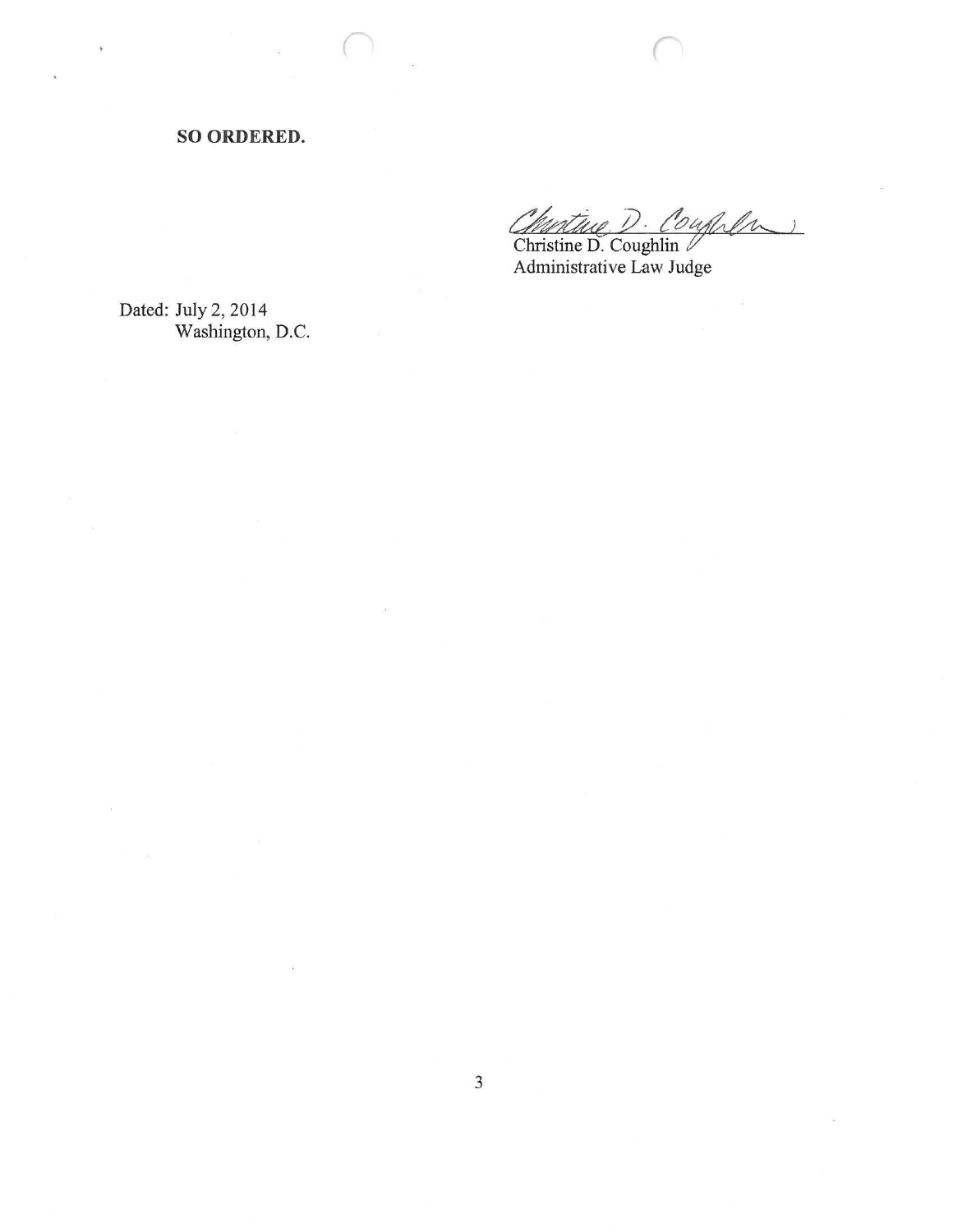**SO ORDERED.**

Christine D. Coughlin
Administrative Law Judge

Dated: July 2, 2014
Washington, D.C.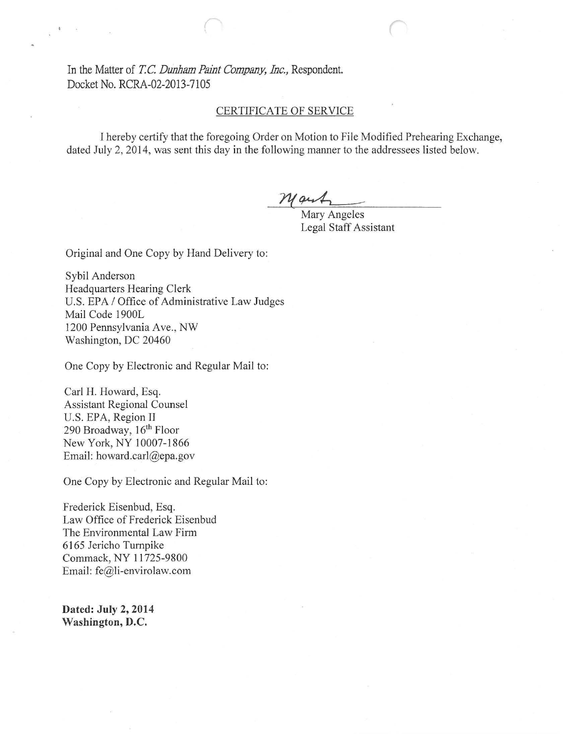In the Matter of *T.C. Dunham Paint Company, Inc.*, Respondent.
Docket No. RCRA-02-2013-7105

## CERTIFICATE OF SERVICE

I hereby certify that the foregoing Order on Motion to File Modified Prehearing Exchange, dated July 2, 2014, was sent this day in the following manner to the addressees listed below.

Mary Angeles
Legal Staff Assistant

Original and One Copy by Hand Delivery to:

Sybil Anderson
Headquarters Hearing Clerk
U.S. EPA / Office of Administrative Law Judges
Mail Code 1900L
1200 Pennsylvania Ave., NW
Washington, DC 20460

One Copy by Electronic and Regular Mail to:

Carl H. Howard, Esq.
Assistant Regional Counsel
U.S. EPA, Region II
290 Broadway, 16th Floor
New York, NY 10007-1866
Email: howard.carl@epa.gov

One Copy by Electronic and Regular Mail to:

Frederick Eisenbud, Esq.
Law Office of Frederick Eisenbud
The Environmental Law Firm
6165 Jericho Turnpike
Commack, NY 11725-9800
Email: fe@li-envirolaw.com

**Dated: July 2, 2014**
**Washington, D.C.**